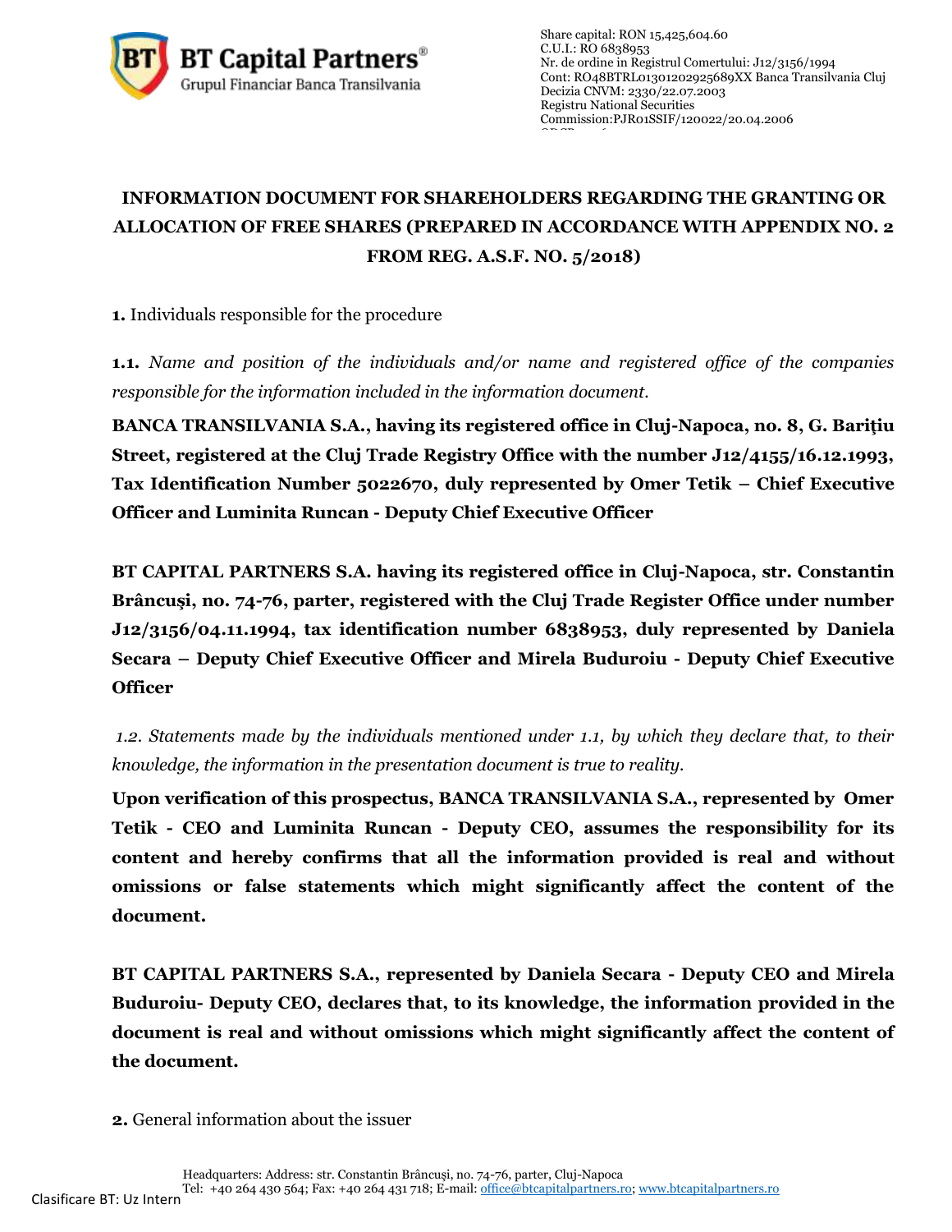# INFORMATION DOCUMENT FOR SHAREHOLDERS REGARDING THE GRANTING OR ALLOCATION OF FREE SHARES (PREPARED IN ACCORDANCE WITH APPENDIX NO. 2 FROM REG. A.S.F. NO. 5/2018)

**1.** Individuals responsible for the procedure

**1.1.** *Name and position of the individuals and/or name and registered office of the companies responsible for the information included in the information document.*

**BANCA TRANSILVANIA S.A., having its registered office in Cluj-Napoca, no. 8, G. Bariţiu Street, registered at the Cluj Trade Registry Office with the number J12/4155/16.12.1993, Tax Identification Number 5022670, duly represented by Omer Tetik – Chief Executive Officer and Luminita Runcan - Deputy Chief Executive Officer**

**BT CAPITAL PARTNERS S.A. having its registered office in Cluj-Napoca, str. Constantin Brâncuşi, no. 74-76, parter, registered with the Cluj Trade Register Office under number J12/3156/04.11.1994, tax identification number 6838953, duly represented by Daniela Secara – Deputy Chief Executive Officer and Mirela Buduroiu - Deputy Chief Executive Officer**

*1.2. Statements made by the individuals mentioned under 1.1, by which they declare that, to their knowledge, the information in the presentation document is true to reality.*

**Upon verification of this prospectus, BANCA TRANSILVANIA S.A., represented by Omer Tetik - CEO and Luminita Runcan - Deputy CEO, assumes the responsibility for its content and hereby confirms that all the information provided is real and without omissions or false statements which might significantly affect the content of the document.**

**BT CAPITAL PARTNERS S.A., represented by Daniela Secara - Deputy CEO and Mirela Buduroiu- Deputy CEO, declares that, to its knowledge, the information provided in the document is real and without omissions which might significantly affect the content of the document.**

**2.** General information about the issuer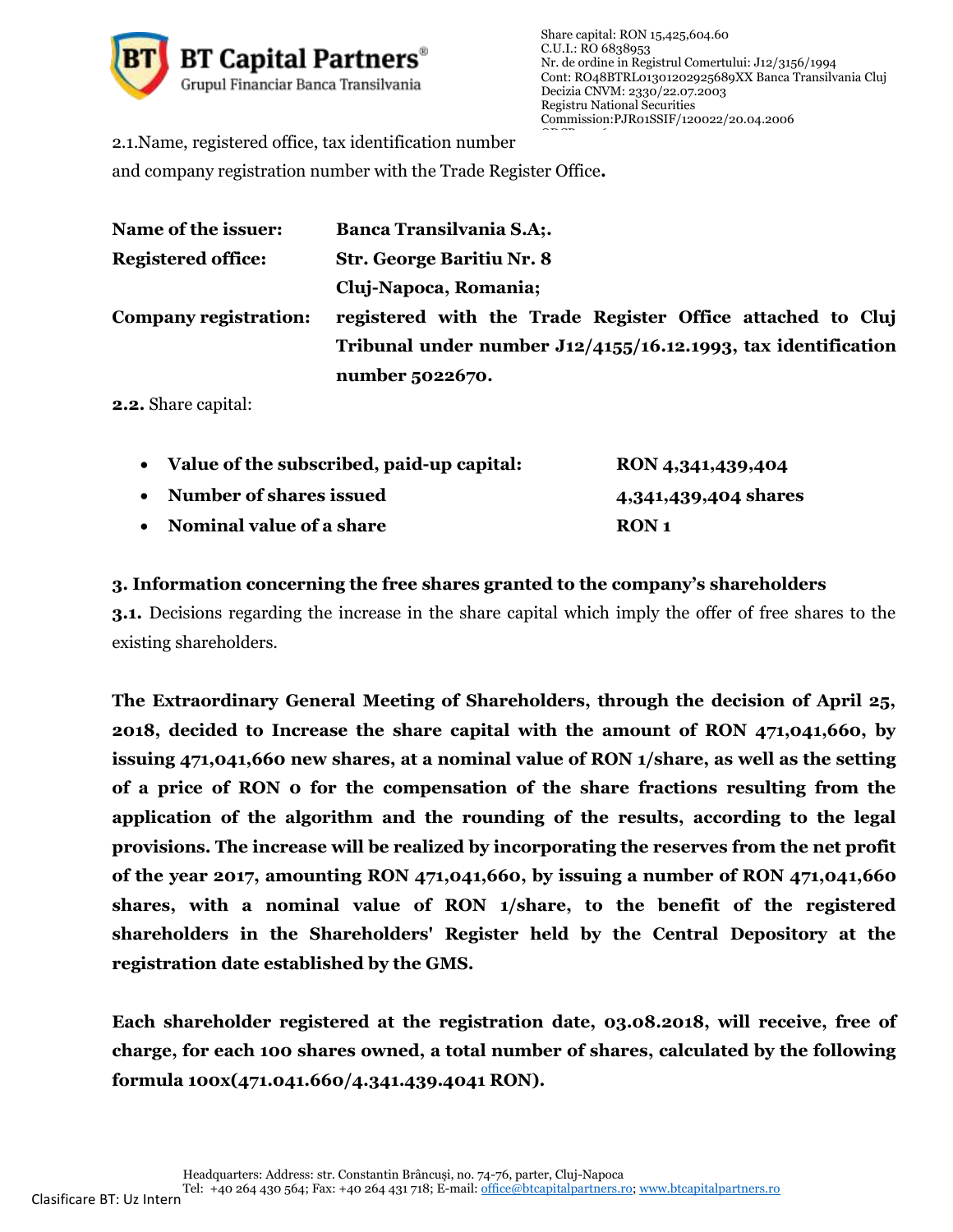2.1.Name, registered office, tax identification number and company registration number with the Trade Register Office**.**

| | |
|---|---|
| **Name of the issuer:** | **Banca Transilvania S.A;.** |
| **Registered office:** | **Str. George Baritiu Nr. 8 Cluj-Napoca, Romania;** |
| **Company registration:** | **registered with the Trade Register Office attached to Cluj Tribunal under number J12/4155/16.12.1993, tax identification number 5022670.** |

**2.2.** Share capital:

- **Value of the subscribed, paid-up capital:** **RON 4,341,439,404**
- **Number of shares issued** **4,341,439,404 shares**
- **Nominal value of a share** **RON 1**

**3. Information concerning the free shares granted to the company's shareholders**

**3.1.** Decisions regarding the increase in the share capital which imply the offer of free shares to the existing shareholders.

**The Extraordinary General Meeting of Shareholders, through the decision of April 25, 2018, decided to Increase the share capital with the amount of RON 471,041,660, by issuing 471,041,660 new shares, at a nominal value of RON 1/share, as well as the setting of a price of RON 0 for the compensation of the share fractions resulting from the application of the algorithm and the rounding of the results, according to the legal provisions. The increase will be realized by incorporating the reserves from the net profit of the year 2017, amounting RON 471,041,660, by issuing a number of RON 471,041,660 shares, with a nominal value of RON 1/share, to the benefit of the registered shareholders in the Shareholders' Register held by the Central Depository at the registration date established by the GMS.**

**Each shareholder registered at the registration date, 03.08.2018, will receive, free of charge, for each 100 shares owned, a total number of shares, calculated by the following formula 100x(471.041.660/4.341.439.4041 RON).**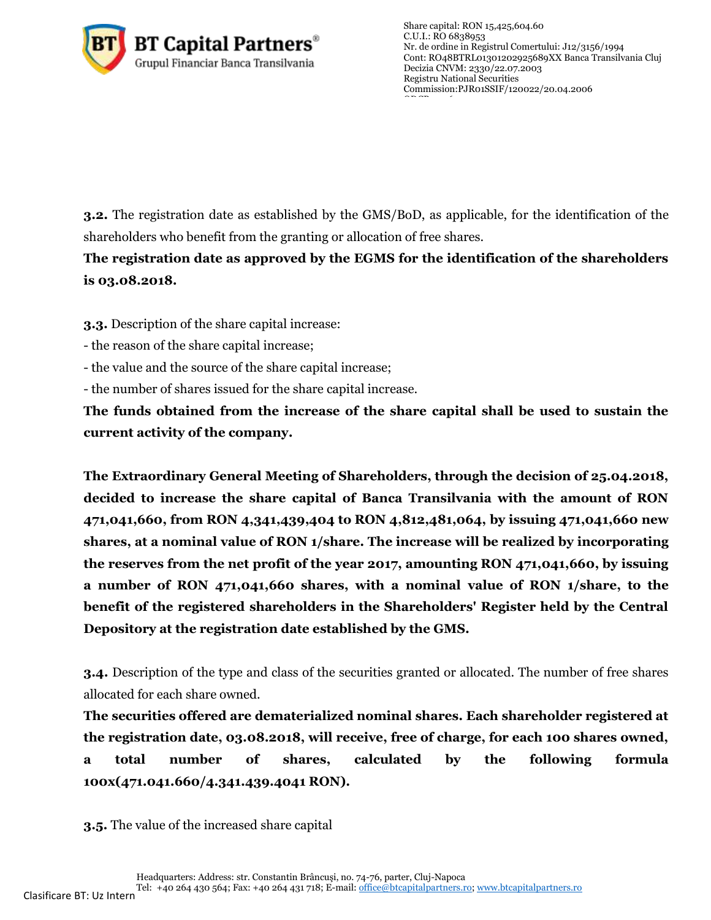**3.2.** The registration date as established by the GMS/BoD, as applicable, for the identification of the shareholders who benefit from the granting or allocation of free shares.

**The registration date as approved by the EGMS for the identification of the shareholders is 03.08.2018.**

**3.3.** Description of the share capital increase:

- the reason of the share capital increase;
- the value and the source of the share capital increase;
- the number of shares issued for the share capital increase.

**The funds obtained from the increase of the share capital shall be used to sustain the current activity of the company.**

**The Extraordinary General Meeting of Shareholders, through the decision of 25.04.2018, decided to increase the share capital of Banca Transilvania with the amount of RON 471,041,660, from RON 4,341,439,404 to RON 4,812,481,064, by issuing 471,041,660 new shares, at a nominal value of RON 1/share. The increase will be realized by incorporating the reserves from the net profit of the year 2017, amounting RON 471,041,660, by issuing a number of RON 471,041,660 shares, with a nominal value of RON 1/share, to the benefit of the registered shareholders in the Shareholders' Register held by the Central Depository at the registration date established by the GMS.**

**3.4.** Description of the type and class of the securities granted or allocated. The number of free shares allocated for each share owned.

**The securities offered are dematerialized nominal shares. Each shareholder registered at the registration date, 03.08.2018, will receive, free of charge, for each 100 shares owned, a total number of shares, calculated by the following formula 100x(471.041.660/4.341.439.4041 RON).**

**3.5.** The value of the increased share capital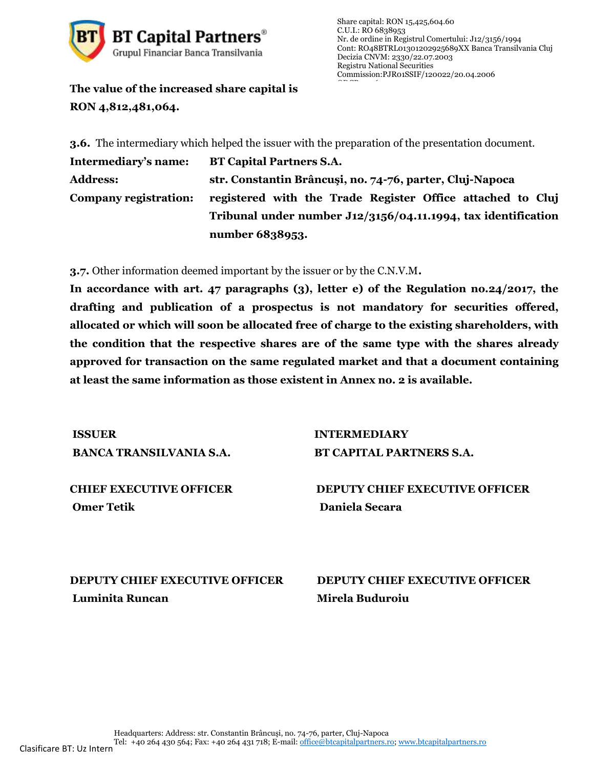**The value of the increased share capital is RON 4,812,481,064.**

**3.6.** The intermediary which helped the issuer with the preparation of the presentation document.

**Intermediary's name:** **BT Capital Partners S.A.**

**Address:** **str. Constantin Brâncuşi, no. 74-76, parter, Cluj-Napoca**

**Company registration:** **registered with the Trade Register Office attached to Cluj Tribunal under number J12/3156/04.11.1994, tax identification number 6838953.**

**3.7.** Other information deemed important by the issuer or by the C.N.V.M**.**

**In accordance with art. 47 paragraphs (3), letter e) of the Regulation no.24/2017, the drafting and publication of a prospectus is not mandatory for securities offered, allocated or which will soon be allocated free of charge to the existing shareholders, with the condition that the respective shares are of the same type with the shares already approved for transaction on the same regulated market and that a document containing at least the same information as those existent in Annex no. 2 is available.**

| **ISSUER** | **INTERMEDIARY** |
|---|---|
| **BANCA TRANSILVANIA S.A.** | **BT CAPITAL PARTNERS S.A.** |
| **CHIEF EXECUTIVE OFFICER** | **DEPUTY CHIEF EXECUTIVE OFFICER** |
| **Omer Tetik** | **Daniela Secara** |
| **DEPUTY CHIEF EXECUTIVE OFFICER** | **DEPUTY CHIEF EXECUTIVE OFFICER** |
| **Luminita Runcan** | **Mirela Buduroiu** |